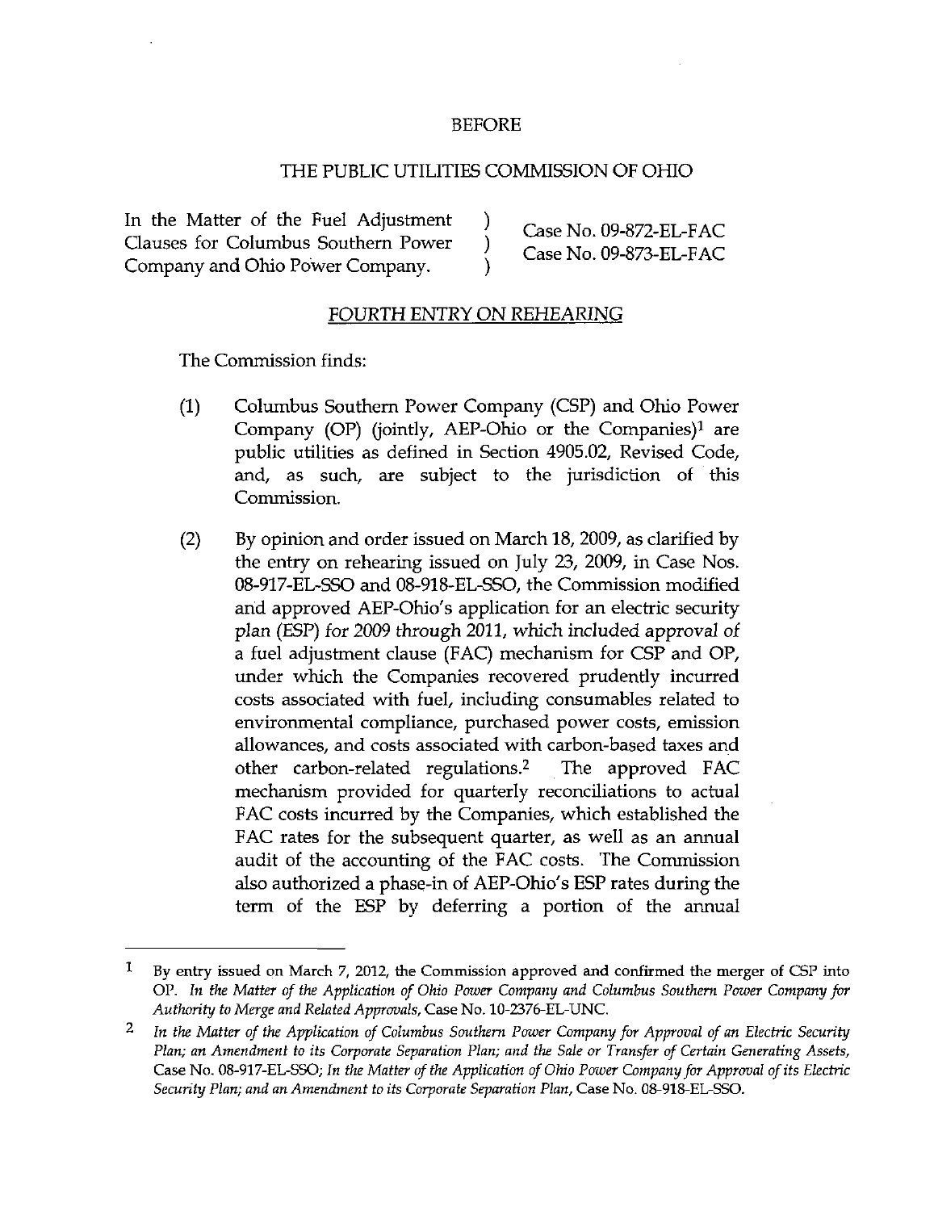BEFORE

THE PUBLIC UTILITIES COMMISSION OF OHIO

| | | |
|---|---|---|
| In the Matter of the Fuel Adjustment Clauses for Columbus Southern Power Company and Ohio Power Company. | ) ) ) | Case No. 09-872-EL-FAC Case No. 09-873-EL-FAC |

FOURTH ENTRY ON REHEARING

The Commission finds:

(1) Columbus Southern Power Company (CSP) and Ohio Power Company (OP) (jointly, AEP-Ohio or the Companies)[1] are public utilities as defined in Section 4905.02, Revised Code, and, as such, are subject to the jurisdiction of this Commission.

(2) By opinion and order issued on March 18, 2009, as clarified by the entry on rehearing issued on July 23, 2009, in Case Nos. 08-917-EL-SSO and 08-918-EL-SSO, the Commission modified and approved AEP-Ohio's application for an electric security plan (ESP) for 2009 through 2011, which included approval of a fuel adjustment clause (FAC) mechanism for CSP and OP, under which the Companies recovered prudently incurred costs associated with fuel, including consumables related to environmental compliance, purchased power costs, emission allowances, and costs associated with carbon-based taxes and other carbon-related regulations.[2] The approved FAC mechanism provided for quarterly reconciliations to actual FAC costs incurred by the Companies, which established the FAC rates for the subsequent quarter, as well as an annual audit of the accounting of the FAC costs. The Commission also authorized a phase-in of AEP-Ohio's ESP rates during the term of the ESP by deferring a portion of the annual

---

[1] By entry issued on March 7, 2012, the Commission approved and confirmed the merger of CSP into OP. *In the Matter of the Application of Ohio Power Company and Columbus Southern Power Company for Authority to Merge and Related Approvals*, Case No. 10-2376-EL-UNC.

[2] *In the Matter of the Application of Columbus Southern Power Company for Approval of an Electric Security Plan; an Amendment to its Corporate Separation Plan; and the Sale or Transfer of Certain Generating Assets*, Case No. 08-917-EL-SSO; *In the Matter of the Application of Ohio Power Company for Approval of its Electric Security Plan; and an Amendment to its Corporate Separation Plan*, Case No. 08-918-EL-SSO.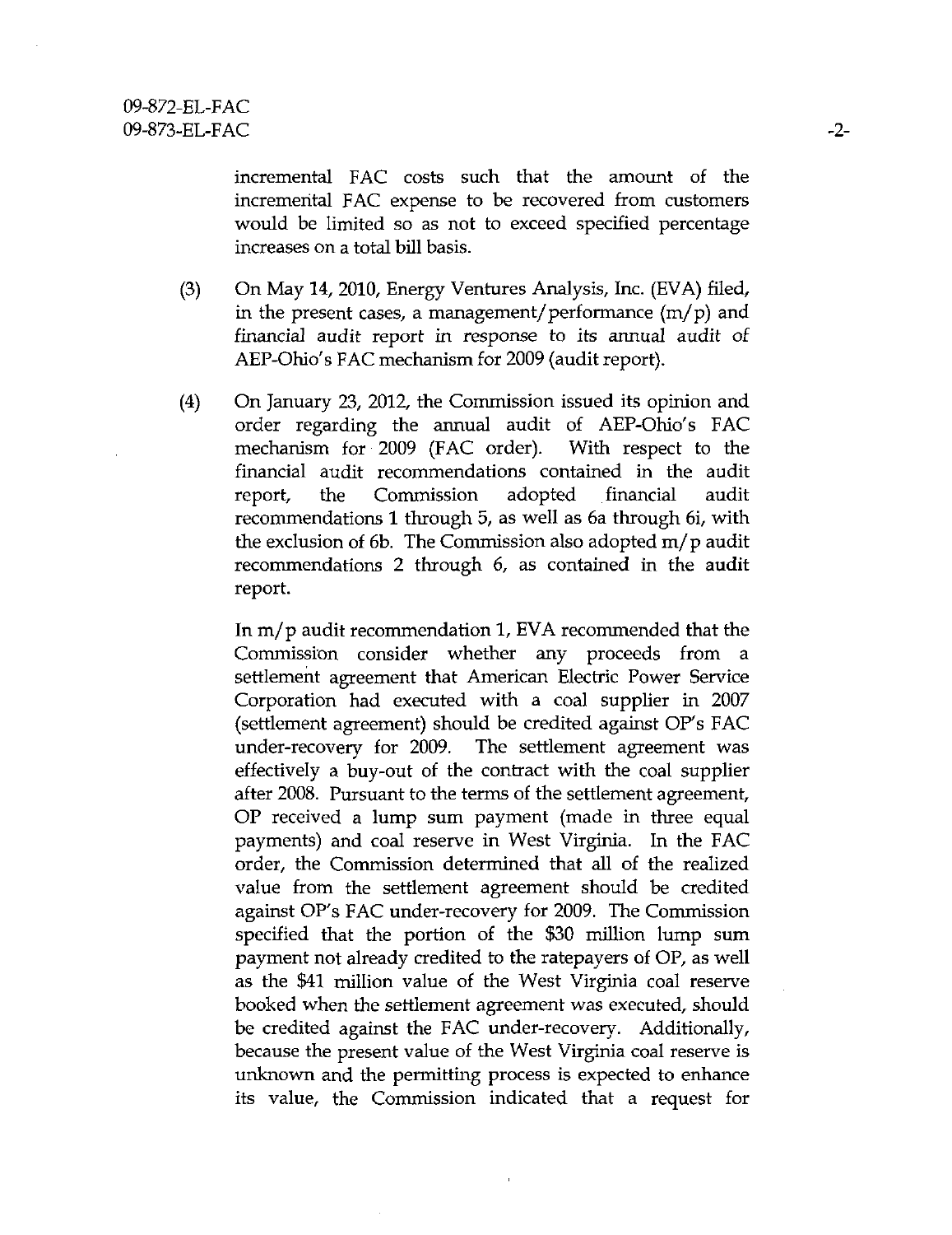incremental FAC costs such that the amount of the incremental FAC expense to be recovered from customers would be limited so as not to exceed specified percentage increases on a total bill basis.

(3) On May 14, 2010, Energy Ventures Analysis, Inc. (EVA) filed, in the present cases, a management/performance (m/p) and financial audit report in response to its annual audit of AEP-Ohio's FAC mechanism for 2009 (audit report).

(4) On January 23, 2012, the Commission issued its opinion and order regarding the annual audit of AEP-Ohio's FAC mechanism for 2009 (FAC order). With respect to the financial audit recommendations contained in the audit report, the Commission adopted financial audit recommendations 1 through 5, as well as 6a through 6i, with the exclusion of 6b. The Commission also adopted m/p audit recommendations 2 through 6, as contained in the audit report.

In m/p audit recommendation 1, EVA recommended that the Commission consider whether any proceeds from a settlement agreement that American Electric Power Service Corporation had executed with a coal supplier in 2007 (settlement agreement) should be credited against OP's FAC under-recovery for 2009. The settlement agreement was effectively a buy-out of the contract with the coal supplier after 2008. Pursuant to the terms of the settlement agreement, OP received a lump sum payment (made in three equal payments) and coal reserve in West Virginia. In the FAC order, the Commission determined that all of the realized value from the settlement agreement should be credited against OP's FAC under-recovery for 2009. The Commission specified that the portion of the $30 million lump sum payment not already credited to the ratepayers of OP, as well as the $41 million value of the West Virginia coal reserve booked when the settlement agreement was executed, should be credited against the FAC under-recovery. Additionally, because the present value of the West Virginia coal reserve is unknown and the permitting process is expected to enhance its value, the Commission indicated that a request for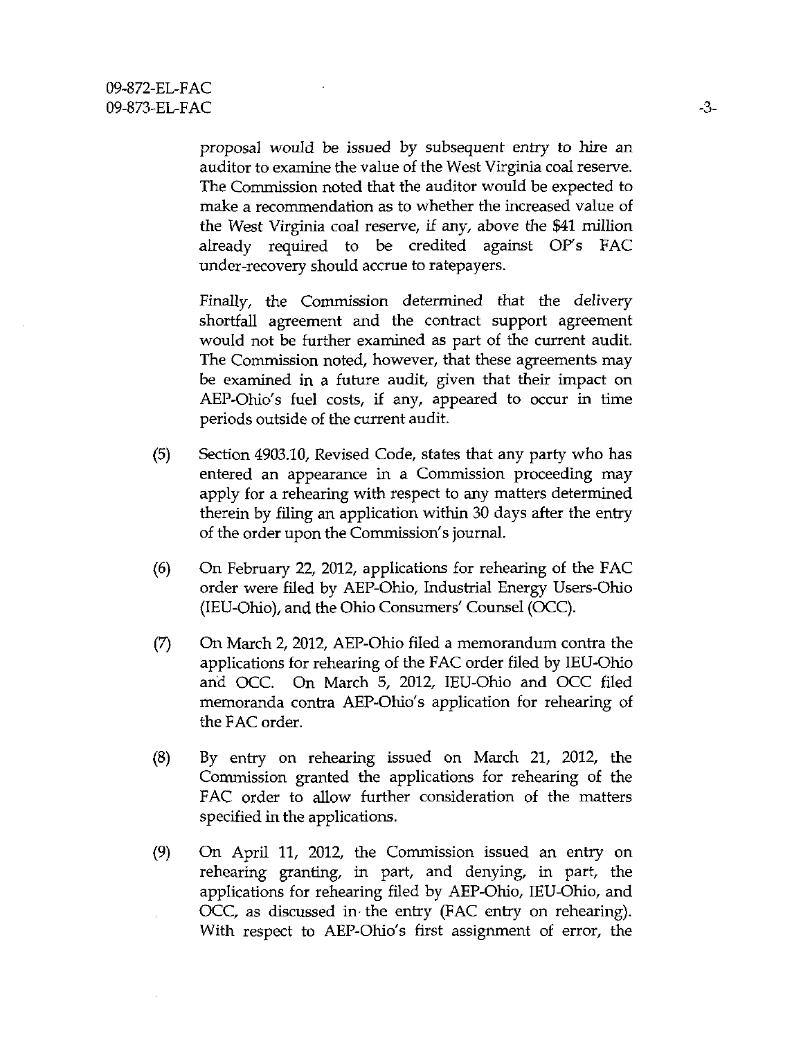proposal would be issued by subsequent entry to hire an auditor to examine the value of the West Virginia coal reserve. The Commission noted that the auditor would be expected to make a recommendation as to whether the increased value of the West Virginia coal reserve, if any, above the $41 million already required to be credited against OP's FAC under-recovery should accrue to ratepayers.

Finally, the Commission determined that the delivery shortfall agreement and the contract support agreement would not be further examined as part of the current audit. The Commission noted, however, that these agreements may be examined in a future audit, given that their impact on AEP-Ohio's fuel costs, if any, appeared to occur in time periods outside of the current audit.

(5) Section 4903.10, Revised Code, states that any party who has entered an appearance in a Commission proceeding may apply for a rehearing with respect to any matters determined therein by filing an application within 30 days after the entry of the order upon the Commission's journal.

(6) On February 22, 2012, applications for rehearing of the FAC order were filed by AEP-Ohio, Industrial Energy Users-Ohio (IEU-Ohio), and the Ohio Consumers' Counsel (OCC).

(7) On March 2, 2012, AEP-Ohio filed a memorandum contra the applications for rehearing of the FAC order filed by IEU-Ohio and OCC. On March 5, 2012, IEU-Ohio and OCC filed memoranda contra AEP-Ohio's application for rehearing of the FAC order.

(8) By entry on rehearing issued on March 21, 2012, the Commission granted the applications for rehearing of the FAC order to allow further consideration of the matters specified in the applications.

(9) On April 11, 2012, the Commission issued an entry on rehearing granting, in part, and denying, in part, the applications for rehearing filed by AEP-Ohio, IEU-Ohio, and OCC, as discussed in the entry (FAC entry on rehearing). With respect to AEP-Ohio's first assignment of error, the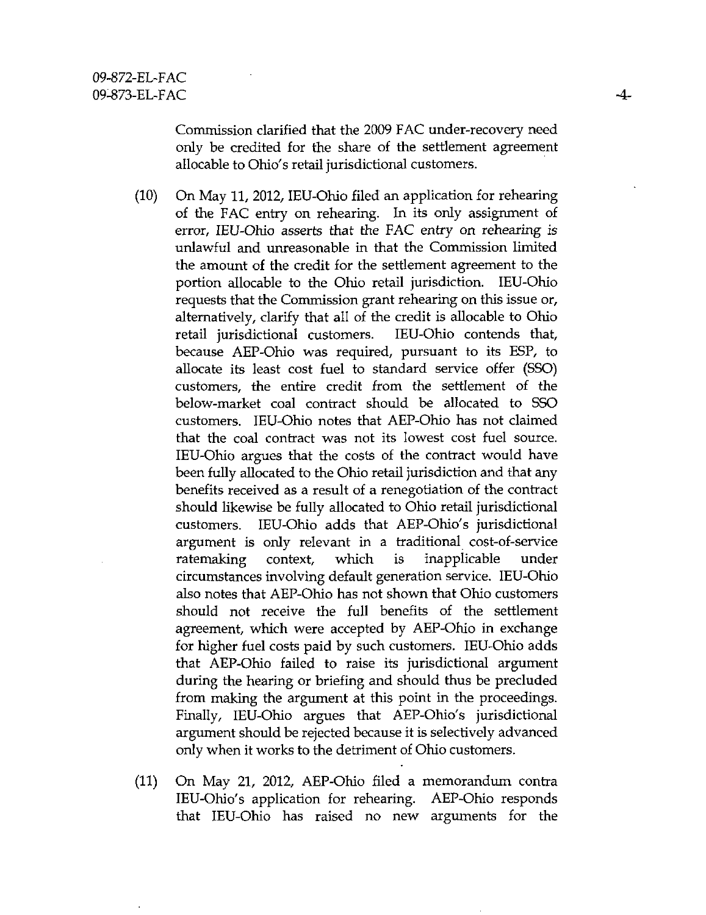Commission clarified that the 2009 FAC under-recovery need only be credited for the share of the settlement agreement allocable to Ohio's retail jurisdictional customers.

(10) On May 11, 2012, IEU-Ohio filed an application for rehearing of the FAC entry on rehearing. In its only assignment of error, IEU-Ohio asserts that the FAC entry on rehearing is unlawful and unreasonable in that the Commission limited the amount of the credit for the settlement agreement to the portion allocable to the Ohio retail jurisdiction. IEU-Ohio requests that the Commission grant rehearing on this issue or, alternatively, clarify that all of the credit is allocable to Ohio retail jurisdictional customers. IEU-Ohio contends that, because AEP-Ohio was required, pursuant to its ESP, to allocate its least cost fuel to standard service offer (SSO) customers, the entire credit from the settlement of the below-market coal contract should be allocated to SSO customers. IEU-Ohio notes that AEP-Ohio has not claimed that the coal contract was not its lowest cost fuel source. IEU-Ohio argues that the costs of the contract would have been fully allocated to the Ohio retail jurisdiction and that any benefits received as a result of a renegotiation of the contract should likewise be fully allocated to Ohio retail jurisdictional customers. IEU-Ohio adds that AEP-Ohio's jurisdictional argument is only relevant in a traditional cost-of-service ratemaking context, which is inapplicable under circumstances involving default generation service. IEU-Ohio also notes that AEP-Ohio has not shown that Ohio customers should not receive the full benefits of the settlement agreement, which were accepted by AEP-Ohio in exchange for higher fuel costs paid by such customers. IEU-Ohio adds that AEP-Ohio failed to raise its jurisdictional argument during the hearing or briefing and should thus be precluded from making the argument at this point in the proceedings. Finally, IEU-Ohio argues that AEP-Ohio's jurisdictional argument should be rejected because it is selectively advanced only when it works to the detriment of Ohio customers.

(11) On May 21, 2012, AEP-Ohio filed a memorandum contra IEU-Ohio's application for rehearing. AEP-Ohio responds that IEU-Ohio has raised no new arguments for the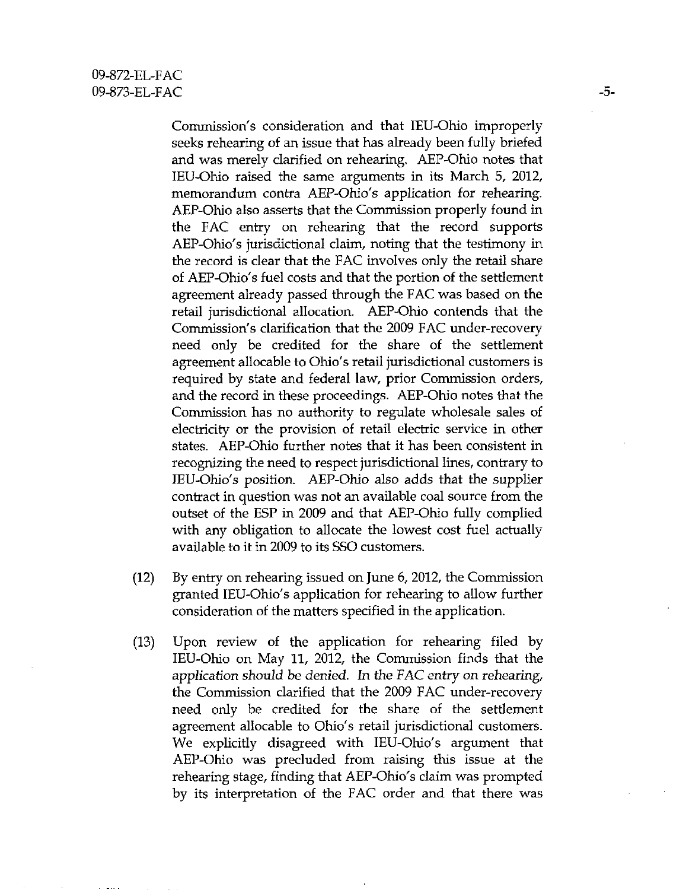Commission's consideration and that IEU-Ohio improperly seeks rehearing of an issue that has already been fully briefed and was merely clarified on rehearing. AEP-Ohio notes that IEU-Ohio raised the same arguments in its March 5, 2012, memorandum contra AEP-Ohio's application for rehearing. AEP-Ohio also asserts that the Commission properly found in the FAC entry on rehearing that the record supports AEP-Ohio's jurisdictional claim, noting that the testimony in the record is clear that the FAC involves only the retail share of AEP-Ohio's fuel costs and that the portion of the settlement agreement already passed through the FAC was based on the retail jurisdictional allocation. AEP-Ohio contends that the Commission's clarification that the 2009 FAC under-recovery need only be credited for the share of the settlement agreement allocable to Ohio's retail jurisdictional customers is required by state and federal law, prior Commission orders, and the record in these proceedings. AEP-Ohio notes that the Commission has no authority to regulate wholesale sales of electricity or the provision of retail electric service in other states. AEP-Ohio further notes that it has been consistent in recognizing the need to respect jurisdictional lines, contrary to IEU-Ohio's position. AEP-Ohio also adds that the supplier contract in question was not an available coal source from the outset of the ESP in 2009 and that AEP-Ohio fully complied with any obligation to allocate the lowest cost fuel actually available to it in 2009 to its SSO customers.

(12) By entry on rehearing issued on June 6, 2012, the Commission granted IEU-Ohio's application for rehearing to allow further consideration of the matters specified in the application.

(13) Upon review of the application for rehearing filed by IEU-Ohio on May 11, 2012, the Commission finds that the application should be denied. In the FAC entry on rehearing, the Commission clarified that the 2009 FAC under-recovery need only be credited for the share of the settlement agreement allocable to Ohio's retail jurisdictional customers. We explicitly disagreed with IEU-Ohio's argument that AEP-Ohio was precluded from raising this issue at the rehearing stage, finding that AEP-Ohio's claim was prompted by its interpretation of the FAC order and that there was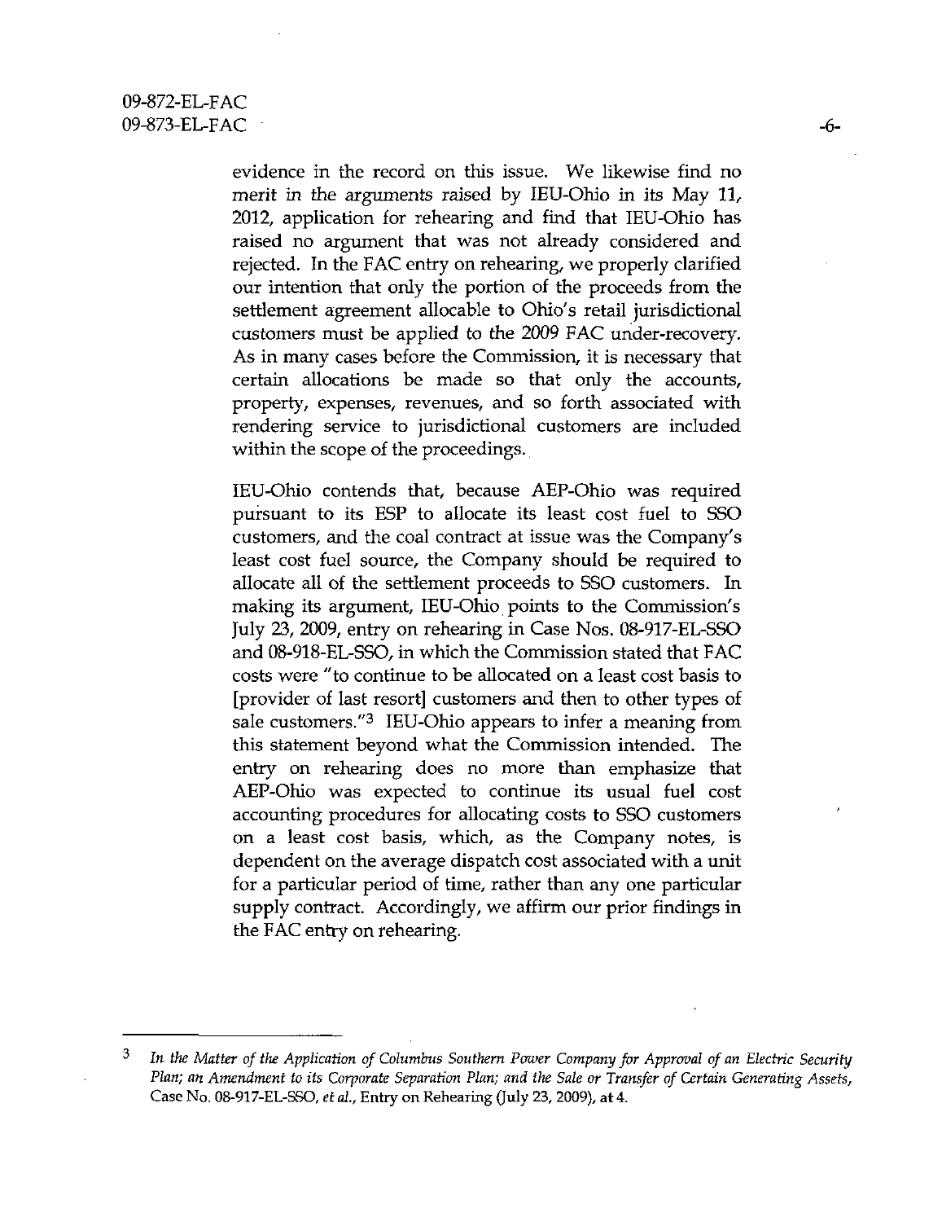evidence in the record on this issue. We likewise find no merit in the arguments raised by IEU-Ohio in its May 11, 2012, application for rehearing and find that IEU-Ohio has raised no argument that was not already considered and rejected. In the FAC entry on rehearing, we properly clarified our intention that only the portion of the proceeds from the settlement agreement allocable to Ohio's retail jurisdictional customers must be applied to the 2009 FAC under-recovery. As in many cases before the Commission, it is necessary that certain allocations be made so that only the accounts, property, expenses, revenues, and so forth associated with rendering service to jurisdictional customers are included within the scope of the proceedings.

IEU-Ohio contends that, because AEP-Ohio was required pursuant to its ESP to allocate its least cost fuel to SSO customers, and the coal contract at issue was the Company's least cost fuel source, the Company should be required to allocate all of the settlement proceeds to SSO customers. In making its argument, IEU-Ohio points to the Commission's July 23, 2009, entry on rehearing in Case Nos. 08-917-EL-SSO and 08-918-EL-SSO, in which the Commission stated that FAC costs were "to continue to be allocated on a least cost basis to [provider of last resort] customers and then to other types of sale customers."[3] IEU-Ohio appears to infer a meaning from this statement beyond what the Commission intended. The entry on rehearing does no more than emphasize that AEP-Ohio was expected to continue its usual fuel cost accounting procedures for allocating costs to SSO customers on a least cost basis, which, as the Company notes, is dependent on the average dispatch cost associated with a unit for a particular period of time, rather than any one particular supply contract. Accordingly, we affirm our prior findings in the FAC entry on rehearing.

---

[3] *In the Matter of the Application of Columbus Southern Power Company for Approval of an Electric Security Plan; an Amendment to its Corporate Separation Plan; and the Sale or Transfer of Certain Generating Assets*, Case No. 08-917-EL-SSO, *et al.*, Entry on Rehearing (July 23, 2009), at 4.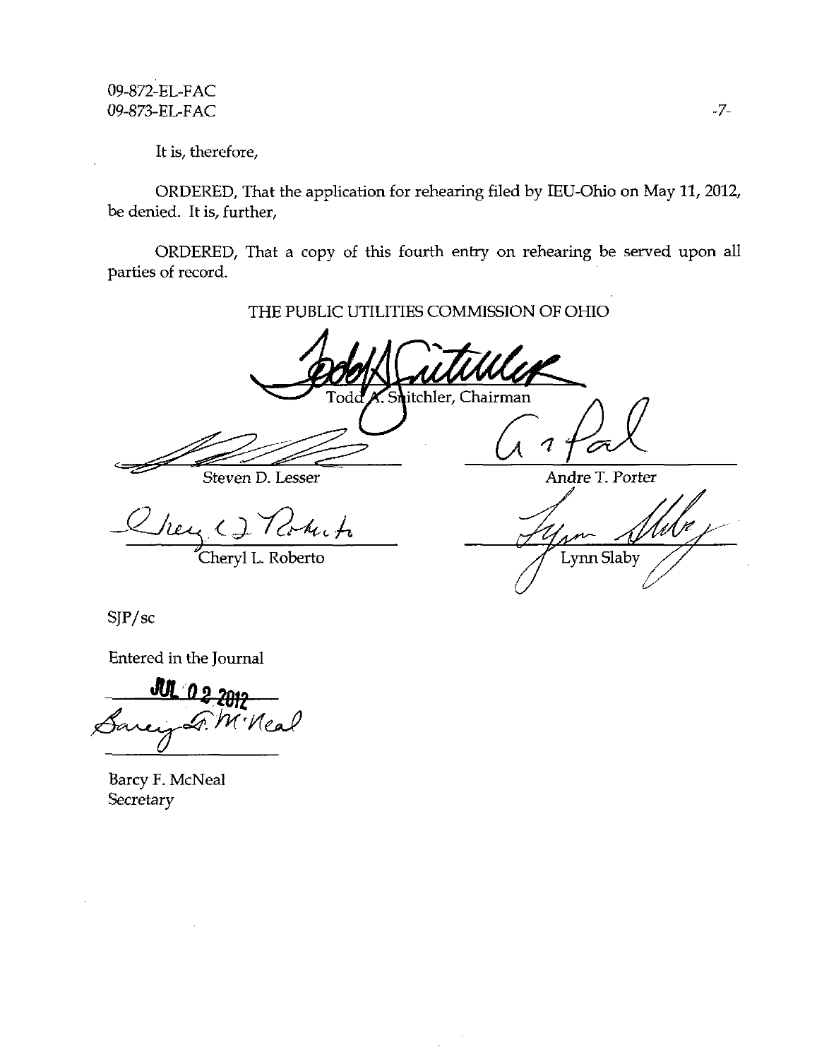09-872-EL-FAC
09-873-EL-FAC

It is, therefore,

ORDERED, That the application for rehearing filed by IEU-Ohio on May 11, 2012, be denied. It is, further,

ORDERED, That a copy of this fourth entry on rehearing be served upon all parties of record.

THE PUBLIC UTILITIES COMMISSION OF OHIO

Todd A. Snitchler, Chairman

Steven D. Lesser

Andre T. Porter

Cheryl L. Roberto

Lynn Slaby

SJP/sc

Entered in the Journal

JUL 02 2012

Barcy F. McNeal
Secretary